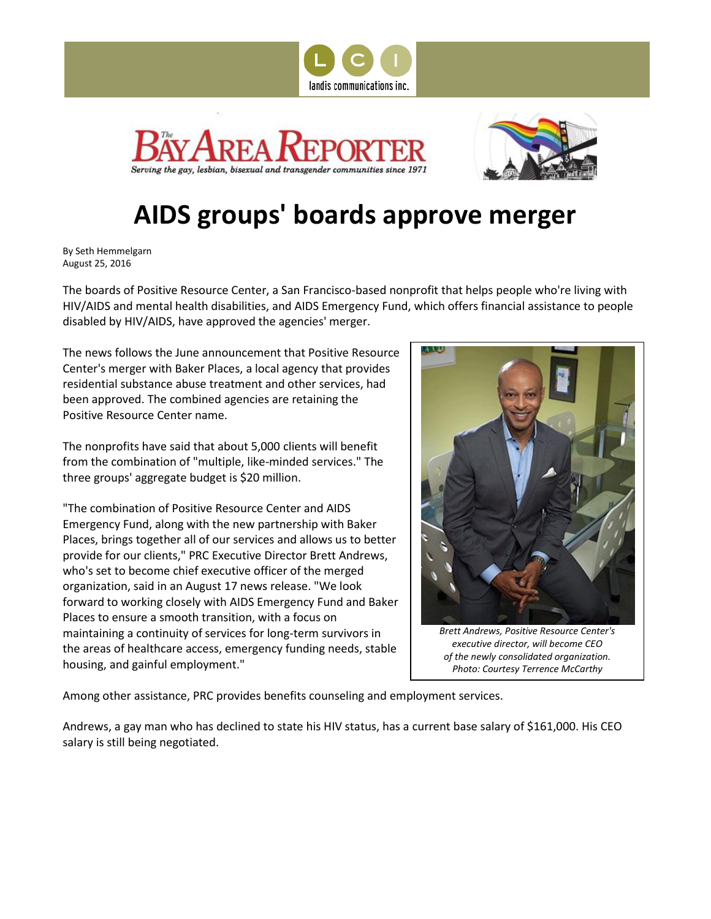landis communications inc.

The Bay Area Reporter

*Serving the gay, lesbian, bisexual and transgender communities since 1971*

# AIDS groups' boards approve merger

By Seth Hemmelgarn
August 25, 2016

The boards of Positive Resource Center, a San Francisco-based nonprofit that helps people who're living with HIV/AIDS and mental health disabilities, and AIDS Emergency Fund, which offers financial assistance to people disabled by HIV/AIDS, have approved the agencies' merger.

The news follows the June announcement that Positive Resource Center's merger with Baker Places, a local agency that provides residential substance abuse treatment and other services, had been approved. The combined agencies are retaining the Positive Resource Center name.

The nonprofits have said that about 5,000 clients will benefit from the combination of "multiple, like-minded services." The three groups' aggregate budget is $20 million.

"The combination of Positive Resource Center and AIDS Emergency Fund, along with the new partnership with Baker Places, brings together all of our services and allows us to better provide for our clients," PRC Executive Director Brett Andrews, who's set to become chief executive officer of the merged organization, said in an August 17 news release. "We look forward to working closely with AIDS Emergency Fund and Baker Places to ensure a smooth transition, with a focus on maintaining a continuity of services for long-term survivors in the areas of healthcare access, emergency funding needs, stable housing, and gainful employment."

*Brett Andrews, Positive Resource Center's executive director, will become CEO of the newly consolidated organization. Photo: Courtesy Terrence McCarthy*

Among other assistance, PRC provides benefits counseling and employment services.

Andrews, a gay man who has declined to state his HIV status, has a current base salary of $161,000. His CEO salary is still being negotiated.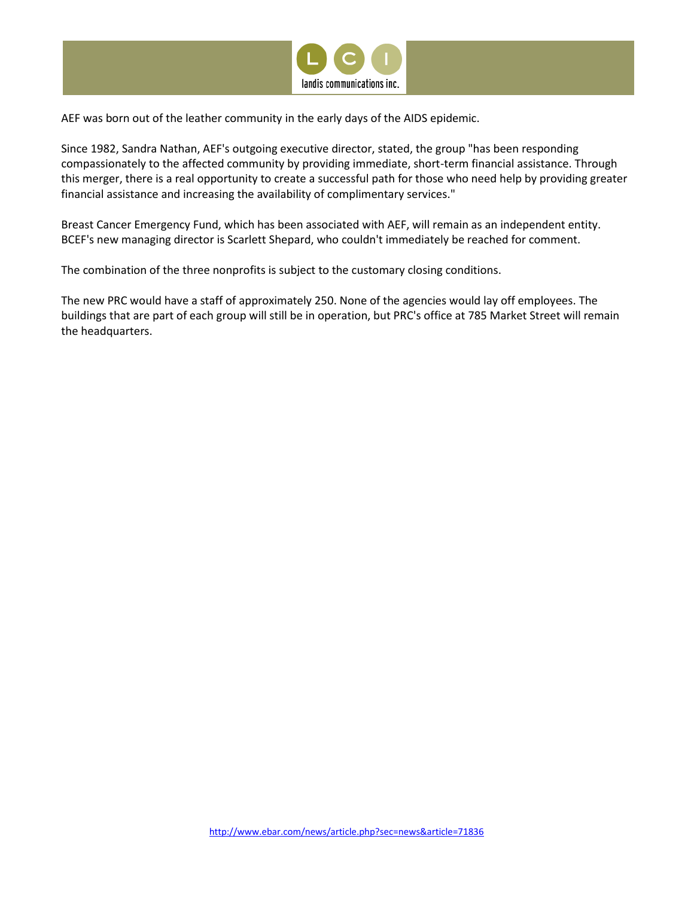AEF was born out of the leather community in the early days of the AIDS epidemic.

Since 1982, Sandra Nathan, AEF's outgoing executive director, stated, the group "has been responding compassionately to the affected community by providing immediate, short-term financial assistance. Through this merger, there is a real opportunity to create a successful path for those who need help by providing greater financial assistance and increasing the availability of complimentary services."

Breast Cancer Emergency Fund, which has been associated with AEF, will remain as an independent entity. BCEF's new managing director is Scarlett Shepard, who couldn't immediately be reached for comment.

The combination of the three nonprofits is subject to the customary closing conditions.

The new PRC would have a staff of approximately 250. None of the agencies would lay off employees. The buildings that are part of each group will still be in operation, but PRC's office at 785 Market Street will remain the headquarters.

http://www.ebar.com/news/article.php?sec=news&article=71836